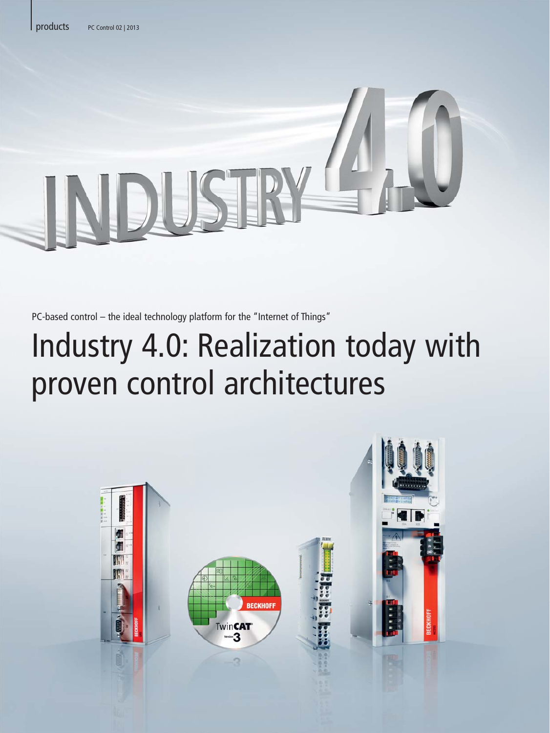PC-based control – the ideal technology platform for the "Internet of Things"

# Industry 4.0: Realization today with proven control architectures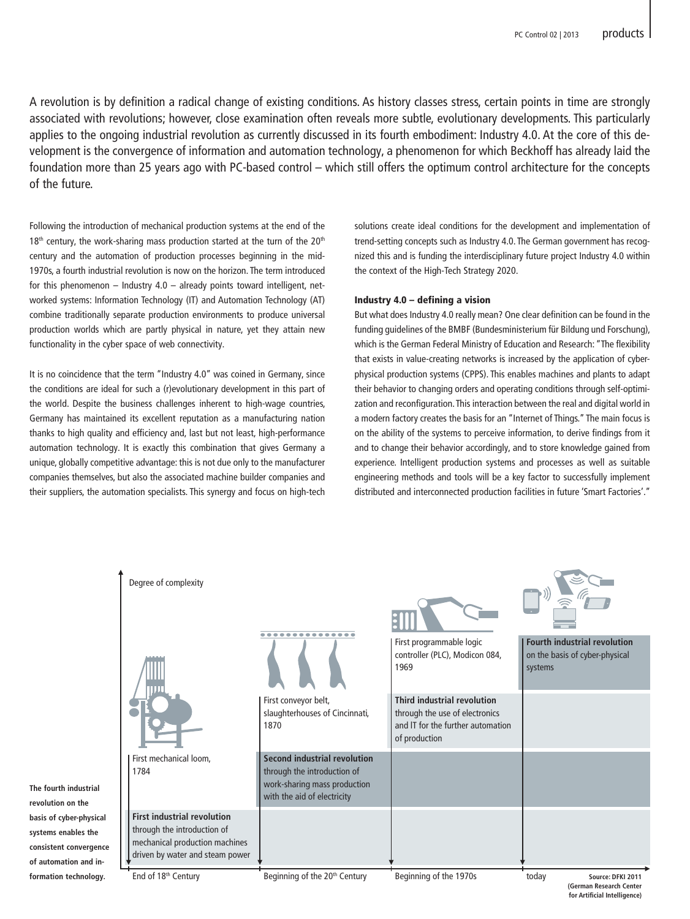A revolution is by definition a radical change of existing conditions. As history classes stress, certain points in time are strongly associated with revolutions; however, close examination often reveals more subtle, evolutionary developments. This particularly applies to the ongoing industrial revolution as currently discussed in its fourth embodiment: Industry 4.0. At the core of this development is the convergence of information and automation technology, a phenomenon for which Beckhoff has already laid the foundation more than 25 years ago with PC-based control – which still offers the optimum control architecture for the concepts of the future.

Following the introduction of mechanical production systems at the end of the 18th century, the work-sharing mass production started at the turn of the 20th century and the automation of production processes beginning in the mid-1970s, a fourth industrial revolution is now on the horizon. The term introduced for this phenomenon – Industry 4.0 – already points toward intelligent, networked systems: Information Technology (IT) and Automation Technology (AT) combine traditionally separate production environments to produce universal production worlds which are partly physical in nature, yet they attain new functionality in the cyber space of web connectivity.

It is no coincidence that the term "Industry 4.0" was coined in Germany, since the conditions are ideal for such a (r)evolutionary development in this part of the world. Despite the business challenges inherent to high-wage countries, Germany has maintained its excellent reputation as a manufacturing nation thanks to high quality and efficiency and, last but not least, high-performance automation technology. It is exactly this combination that gives Germany a unique, globally competitive advantage: this is not due only to the manufacturer companies themselves, but also the associated machine builder companies and their suppliers, the automation specialists. This synergy and focus on high-tech solutions create ideal conditions for the development and implementation of trend-setting concepts such as Industry 4.0. The German government has recognized this and is funding the interdisciplinary future project Industry 4.0 within the context of the High-Tech Strategy 2020.

## Industry 4.0 – defining a vision

But what does Industry 4.0 really mean? One clear definition can be found in the funding guidelines of the BMBF (Bundesministerium für Bildung und Forschung), which is the German Federal Ministry of Education and Research: "The flexibility that exists in value-creating networks is increased by the application of cyber-physical production systems (CPPS). This enables machines and plants to adapt their behavior to changing orders and operating conditions through self-optimization and reconfiguration. This interaction between the real and digital world in a modern factory creates the basis for an "Internet of Things." The main focus is on the ability of the systems to perceive information, to derive findings from it and to change their behavior accordingly, and to store knowledge gained from experience. Intelligent production systems and processes as well as suitable engineering methods and tools will be a key factor to successfully implement distributed and interconnected production facilities in future 'Smart Factories'."

Degree of complexity

First mechanical loom, 1784

First conveyor belt, slaughterhouses of Cincinnati, 1870

First programmable logic controller (PLC), Modicon 084, 1969

**First industrial revolution** through the introduction of mechanical production machines driven by water and steam power

**Second industrial revolution** through the introduction of work-sharing mass production with the aid of electricity

**Third industrial revolution** through the use of electronics and IT for the further automation of production

**Fourth industrial revolution** on the basis of cyber-physical systems

End of 18th Century | Beginning of the 20th Century | Beginning of the 1970s | today

Source: DFKI 2011 (German Research Center for Artificial Intelligence)

**The fourth industrial revolution on the basis of cyber-physical systems enables the consistent convergence of automation and information technology.**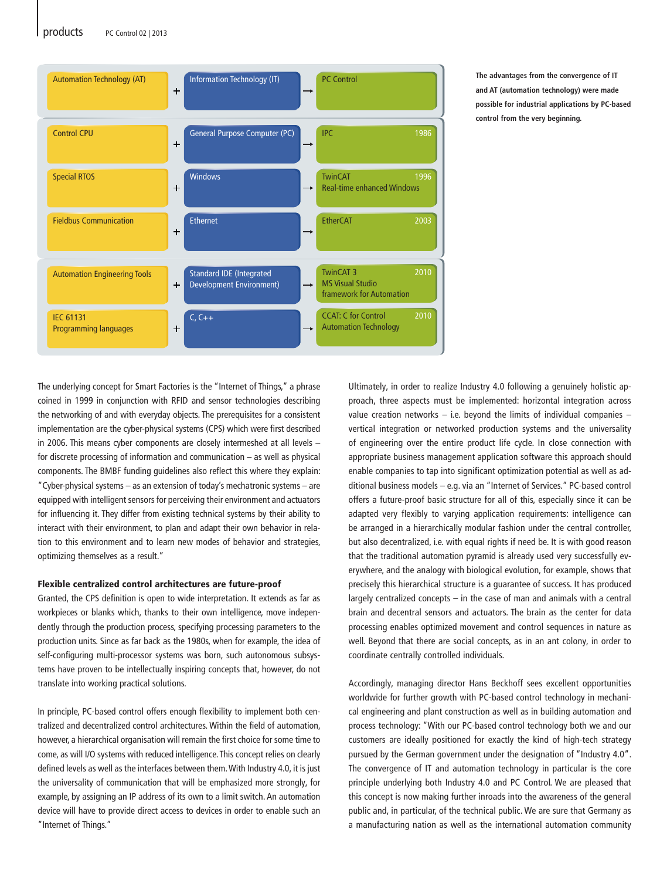| Automation Technology (AT) | + | Information Technology (IT) | → | PC Control |
|---|---|---|---|---|
| Control CPU | + | General Purpose Computer (PC) | → | IPC 1986 |
| Special RTOS | + | Windows | → | TwinCAT 1996 Real-time enhanced Windows |
| Fieldbus Communication | + | Ethernet | → | EtherCAT 2003 |
| Automation Engineering Tools | + | Standard IDE (Integrated Development Environment) | → | TwinCAT 3 2010 MS Visual Studio framework for Automation |
| IEC 61131 Programming languages | + | C, C++ | → | CCAT: C for Control Automation Technology 2010 |

**The advantages from the convergence of IT and AT (automation technology) were made possible for industrial applications by PC-based control from the very beginning.**

The underlying concept for Smart Factories is the "Internet of Things," a phrase coined in 1999 in conjunction with RFID and sensor technologies describing the networking of and with everyday objects. The prerequisites for a consistent implementation are the cyber-physical systems (CPS) which were first described in 2006. This means cyber components are closely intermeshed at all levels – for discrete processing of information and communication – as well as physical components. The BMBF funding guidelines also reflect this where they explain: "Cyber-physical systems – as an extension of today's mechatronic systems – are equipped with intelligent sensors for perceiving their environment and actuators for influencing it. They differ from existing technical systems by their ability to interact with their environment, to plan and adapt their own behavior in relation to this environment and to learn new modes of behavior and strategies, optimizing themselves as a result."

**Flexible centralized control architectures are future-proof**

Granted, the CPS definition is open to wide interpretation. It extends as far as workpieces or blanks which, thanks to their own intelligence, move independently through the production process, specifying processing parameters to the production units. Since as far back as the 1980s, when for example, the idea of self-configuring multi-processor systems was born, such autonomous subsystems have proven to be intellectually inspiring concepts that, however, do not translate into working practical solutions.

In principle, PC-based control offers enough flexibility to implement both centralized and decentralized control architectures. Within the field of automation, however, a hierarchical organisation will remain the first choice for some time to come, as will I/O systems with reduced intelligence. This concept relies on clearly defined levels as well as the interfaces between them. With Industry 4.0, it is just the universality of communication that will be emphasized more strongly, for example, by assigning an IP address of its own to a limit switch. An automation device will have to provide direct access to devices in order to enable such an "Internet of Things."

Ultimately, in order to realize Industry 4.0 following a genuinely holistic approach, three aspects must be implemented: horizontal integration across value creation networks – i.e. beyond the limits of individual companies – vertical integration or networked production systems and the universality of engineering over the entire product life cycle. In close connection with appropriate business management application software this approach should enable companies to tap into significant optimization potential as well as additional business models – e.g. via an "Internet of Services." PC-based control offers a future-proof basic structure for all of this, especially since it can be adapted very flexibly to varying application requirements: intelligence can be arranged in a hierarchically modular fashion under the central controller, but also decentralized, i.e. with equal rights if need be. It is with good reason that the traditional automation pyramid is already used very successfully everywhere, and the analogy with biological evolution, for example, shows that precisely this hierarchical structure is a guarantee of success. It has produced largely centralized concepts – in the case of man and animals with a central brain and decentral sensors and actuators. The brain as the center for data processing enables optimized movement and control sequences in nature as well. Beyond that there are social concepts, as in an ant colony, in order to coordinate centrally controlled individuals.

Accordingly, managing director Hans Beckhoff sees excellent opportunities worldwide for further growth with PC-based control technology in mechanical engineering and plant construction as well as in building automation and process technology: "With our PC-based control technology both we and our customers are ideally positioned for exactly the kind of high-tech strategy pursued by the German government under the designation of "Industry 4.0". The convergence of IT and automation technology in particular is the core principle underlying both Industry 4.0 and PC Control. We are pleased that this concept is now making further inroads into the awareness of the general public and, in particular, of the technical public. We are sure that Germany as a manufacturing nation as well as the international automation community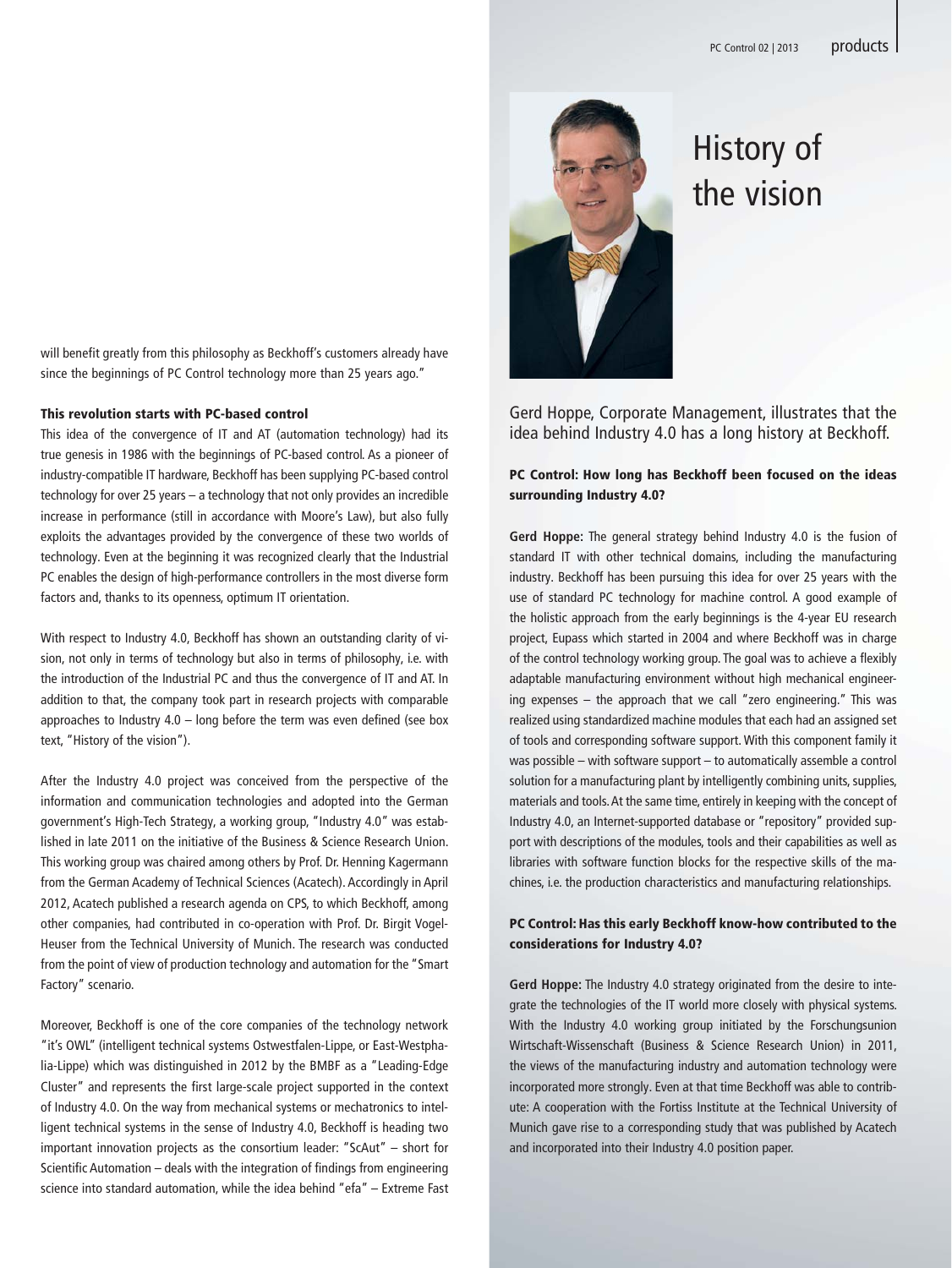will benefit greatly from this philosophy as Beckhoff's customers already have since the beginnings of PC Control technology more than 25 years ago."

### This revolution starts with PC-based control

This idea of the convergence of IT and AT (automation technology) had its true genesis in 1986 with the beginnings of PC-based control. As a pioneer of industry-compatible IT hardware, Beckhoff has been supplying PC-based control technology for over 25 years – a technology that not only provides an incredible increase in performance (still in accordance with Moore's Law), but also fully exploits the advantages provided by the convergence of these two worlds of technology. Even at the beginning it was recognized clearly that the Industrial PC enables the design of high-performance controllers in the most diverse form factors and, thanks to its openness, optimum IT orientation.

With respect to Industry 4.0, Beckhoff has shown an outstanding clarity of vision, not only in terms of technology but also in terms of philosophy, i.e. with the introduction of the Industrial PC and thus the convergence of IT and AT. In addition to that, the company took part in research projects with comparable approaches to Industry 4.0 – long before the term was even defined (see box text, "History of the vision").

After the Industry 4.0 project was conceived from the perspective of the information and communication technologies and adopted into the German government's High-Tech Strategy, a working group, "Industry 4.0" was established in late 2011 on the initiative of the Business & Science Research Union. This working group was chaired among others by Prof. Dr. Henning Kagermann from the German Academy of Technical Sciences (Acatech). Accordingly in April 2012, Acatech published a research agenda on CPS, to which Beckhoff, among other companies, had contributed in co-operation with Prof. Dr. Birgit Vogel-Heuser from the Technical University of Munich. The research was conducted from the point of view of production technology and automation for the "Smart Factory" scenario.

Moreover, Beckhoff is one of the core companies of the technology network "it's OWL" (intelligent technical systems Ostwestfalen-Lippe, or East-Westphalia-Lippe) which was distinguished in 2012 by the BMBF as a "Leading-Edge Cluster" and represents the first large-scale project supported in the context of Industry 4.0. On the way from mechanical systems or mechatronics to intelligent technical systems in the sense of Industry 4.0, Beckhoff is heading two important innovation projects as the consortium leader: "ScAut" – short for Scientific Automation – deals with the integration of findings from engineering science into standard automation, while the idea behind "efa" – Extreme Fast

# History of the vision

Gerd Hoppe, Corporate Management, illustrates that the idea behind Industry 4.0 has a long history at Beckhoff.

**PC Control: How long has Beckhoff been focused on the ideas surrounding Industry 4.0?**

**Gerd Hoppe:** The general strategy behind Industry 4.0 is the fusion of standard IT with other technical domains, including the manufacturing industry. Beckhoff has been pursuing this idea for over 25 years with the use of standard PC technology for machine control. A good example of the holistic approach from the early beginnings is the 4-year EU research project, Eupass which started in 2004 and where Beckhoff was in charge of the control technology working group. The goal was to achieve a flexibly adaptable manufacturing environment without high mechanical engineering expenses – the approach that we call "zero engineering." This was realized using standardized machine modules that each had an assigned set of tools and corresponding software support. With this component family it was possible – with software support – to automatically assemble a control solution for a manufacturing plant by intelligently combining units, supplies, materials and tools. At the same time, entirely in keeping with the concept of Industry 4.0, an Internet-supported database or "repository" provided support with descriptions of the modules, tools and their capabilities as well as libraries with software function blocks for the respective skills of the machines, i.e. the production characteristics and manufacturing relationships.

**PC Control: Has this early Beckhoff know-how contributed to the considerations for Industry 4.0?**

**Gerd Hoppe:** The Industry 4.0 strategy originated from the desire to integrate the technologies of the IT world more closely with physical systems. With the Industry 4.0 working group initiated by the Forschungsunion Wirtschaft-Wissenschaft (Business & Science Research Union) in 2011, the views of the manufacturing industry and automation technology were incorporated more strongly. Even at that time Beckhoff was able to contribute: A cooperation with the Fortiss Institute at the Technical University of Munich gave rise to a corresponding study that was published by Acatech and incorporated into their Industry 4.0 position paper.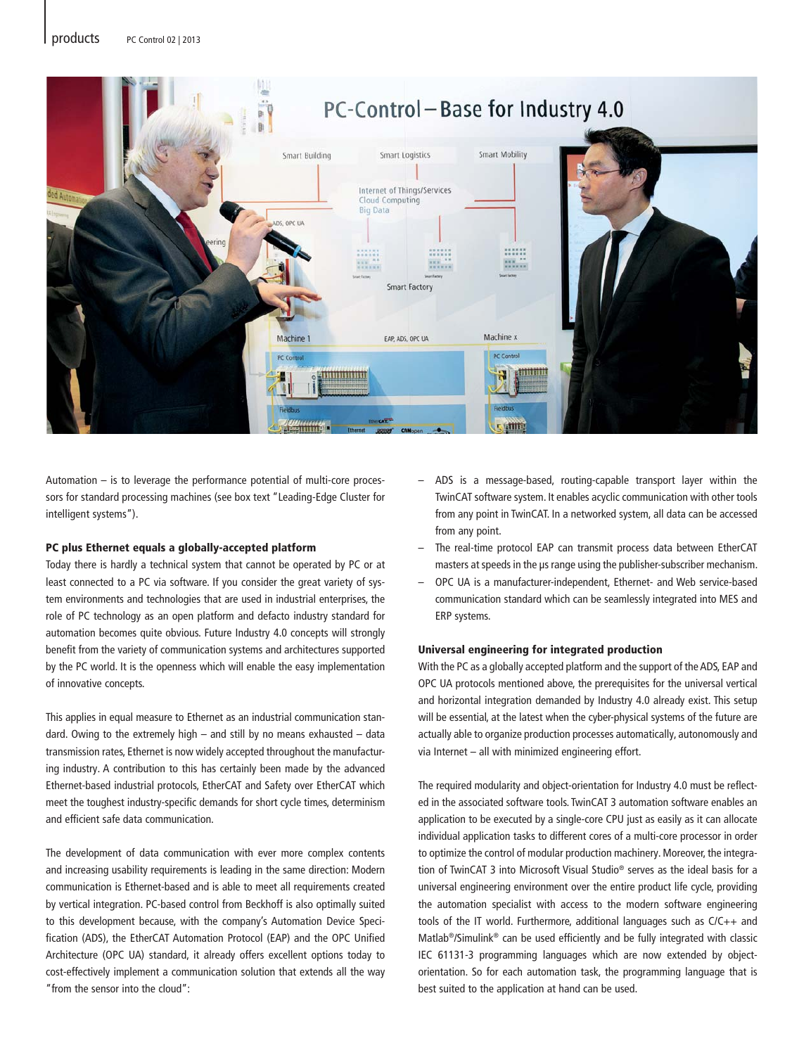Automation – is to leverage the performance potential of multi-core processors for standard processing machines (see box text "Leading-Edge Cluster for intelligent systems").

### PC plus Ethernet equals a globally-accepted platform

Today there is hardly a technical system that cannot be operated by PC or at least connected to a PC via software. If you consider the great variety of system environments and technologies that are used in industrial enterprises, the role of PC technology as an open platform and defacto industry standard for automation becomes quite obvious. Future Industry 4.0 concepts will strongly benefit from the variety of communication systems and architectures supported by the PC world. It is the openness which will enable the easy implementation of innovative concepts.

This applies in equal measure to Ethernet as an industrial communication standard. Owing to the extremely high – and still by no means exhausted – data transmission rates, Ethernet is now widely accepted throughout the manufacturing industry. A contribution to this has certainly been made by the advanced Ethernet-based industrial protocols, EtherCAT and Safety over EtherCAT which meet the toughest industry-specific demands for short cycle times, determinism and efficient safe data communication.

The development of data communication with ever more complex contents and increasing usability requirements is leading in the same direction: Modern communication is Ethernet-based and is able to meet all requirements created by vertical integration. PC-based control from Beckhoff is also optimally suited to this development because, with the company's Automation Device Specification (ADS), the EtherCAT Automation Protocol (EAP) and the OPC Unified Architecture (OPC UA) standard, it already offers excellent options today to cost-effectively implement a communication solution that extends all the way "from the sensor into the cloud":

- ADS is a message-based, routing-capable transport layer within the TwinCAT software system. It enables acyclic communication with other tools from any point in TwinCAT. In a networked system, all data can be accessed from any point.
- The real-time protocol EAP can transmit process data between EtherCAT masters at speeds in the µs range using the publisher-subscriber mechanism.
- OPC UA is a manufacturer-independent, Ethernet- and Web service-based communication standard which can be seamlessly integrated into MES and ERP systems.

### Universal engineering for integrated production

With the PC as a globally accepted platform and the support of the ADS, EAP and OPC UA protocols mentioned above, the prerequisites for the universal vertical and horizontal integration demanded by Industry 4.0 already exist. This setup will be essential, at the latest when the cyber-physical systems of the future are actually able to organize production processes automatically, autonomously and via Internet – all with minimized engineering effort.

The required modularity and object-orientation for Industry 4.0 must be reflected in the associated software tools. TwinCAT 3 automation software enables an application to be executed by a single-core CPU just as easily as it can allocate individual application tasks to different cores of a multi-core processor in order to optimize the control of modular production machinery. Moreover, the integration of TwinCAT 3 into Microsoft Visual Studio® serves as the ideal basis for a universal engineering environment over the entire product life cycle, providing the automation specialist with access to the modern software engineering tools of the IT world. Furthermore, additional languages such as C/C++ and Matlab®/Simulink® can be used efficiently and be fully integrated with classic IEC 61131-3 programming languages which are now extended by object-orientation. So for each automation task, the programming language that is best suited to the application at hand can be used.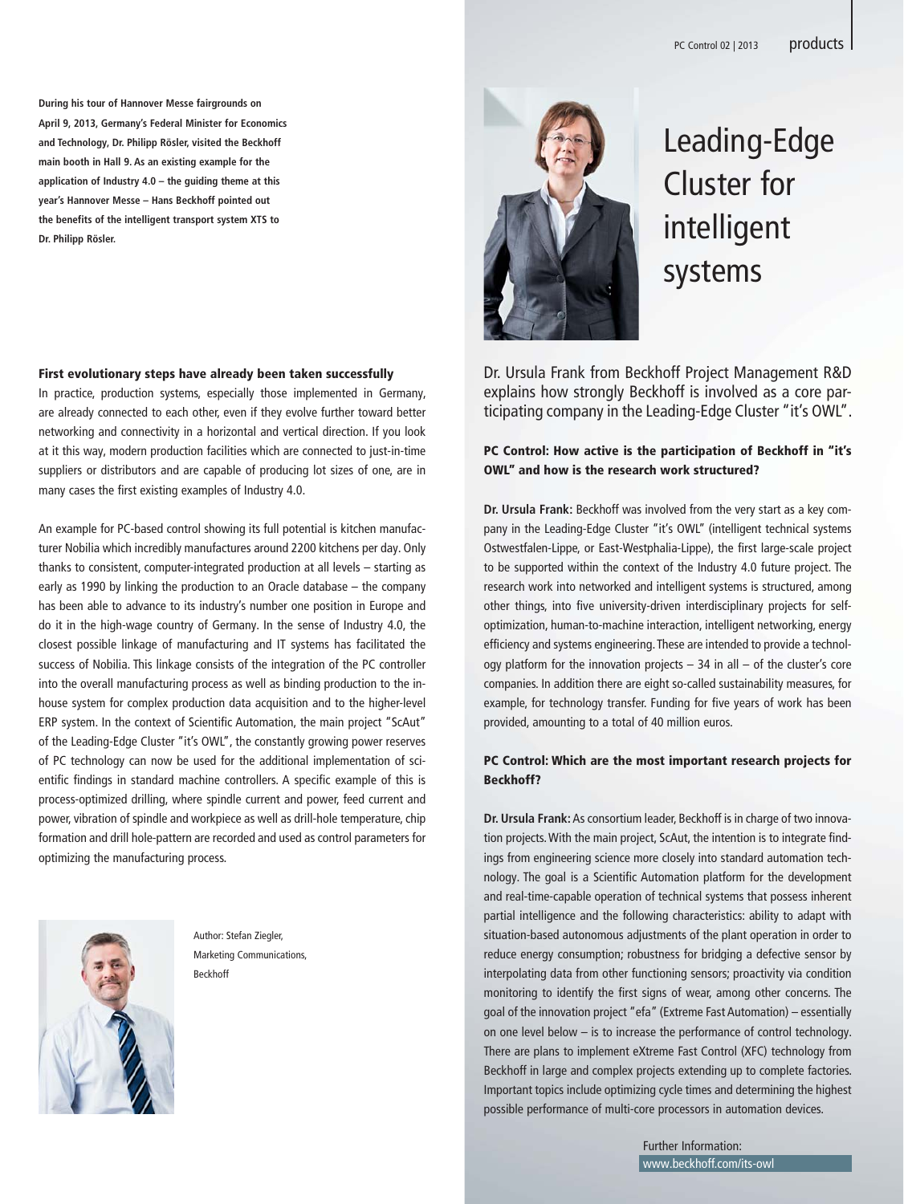During his tour of Hannover Messe fairgrounds on April 9, 2013, Germany's Federal Minister for Economics and Technology, Dr. Philipp Rösler, visited the Beckhoff main booth in Hall 9. As an existing example for the application of Industry 4.0 – the guiding theme at this year's Hannover Messe – Hans Beckhoff pointed out the benefits of the intelligent transport system XTS to Dr. Philipp Rösler.

### First evolutionary steps have already been taken successfully

In practice, production systems, especially those implemented in Germany, are already connected to each other, even if they evolve further toward better networking and connectivity in a horizontal and vertical direction. If you look at it this way, modern production facilities which are connected to just-in-time suppliers or distributors and are capable of producing lot sizes of one, are in many cases the first existing examples of Industry 4.0.

An example for PC-based control showing its full potential is kitchen manufacturer Nobilia which incredibly manufactures around 2200 kitchens per day. Only thanks to consistent, computer-integrated production at all levels – starting as early as 1990 by linking the production to an Oracle database – the company has been able to advance to its industry's number one position in Europe and do it in the high-wage country of Germany. In the sense of Industry 4.0, the closest possible linkage of manufacturing and IT systems has facilitated the success of Nobilia. This linkage consists of the integration of the PC controller into the overall manufacturing process as well as binding production to the in-house system for complex production data acquisition and to the higher-level ERP system. In the context of Scientific Automation, the main project "ScAut" of the Leading-Edge Cluster "it's OWL", the constantly growing power reserves of PC technology can now be used for the additional implementation of scientific findings in standard machine controllers. A specific example of this is process-optimized drilling, where spindle current and power, feed current and power, vibration of spindle and workpiece as well as drill-hole temperature, chip formation and drill hole-pattern are recorded and used as control parameters for optimizing the manufacturing process.

Author: Stefan Ziegler,
Marketing Communications,
Beckhoff

# Leading-Edge Cluster for intelligent systems

Dr. Ursula Frank from Beckhoff Project Management R&D explains how strongly Beckhoff is involved as a core participating company in the Leading-Edge Cluster "it's OWL".

### PC Control: How active is the participation of Beckhoff in "it's OWL" and how is the research work structured?

**Dr. Ursula Frank:** Beckhoff was involved from the very start as a key company in the Leading-Edge Cluster "it's OWL" (intelligent technical systems Ostwestfalen-Lippe, or East-Westphalia-Lippe), the first large-scale project to be supported within the context of the Industry 4.0 future project. The research work into networked and intelligent systems is structured, among other things, into five university-driven interdisciplinary projects for self-optimization, human-to-machine interaction, intelligent networking, energy efficiency and systems engineering. These are intended to provide a technology platform for the innovation projects – 34 in all – of the cluster's core companies. In addition there are eight so-called sustainability measures, for example, for technology transfer. Funding for five years of work has been provided, amounting to a total of 40 million euros.

### PC Control: Which are the most important research projects for Beckhoff?

**Dr. Ursula Frank:** As consortium leader, Beckhoff is in charge of two innovation projects. With the main project, ScAut, the intention is to integrate findings from engineering science more closely into standard automation technology. The goal is a Scientific Automation platform for the development and real-time-capable operation of technical systems that possess inherent partial intelligence and the following characteristics: ability to adapt with situation-based autonomous adjustments of the plant operation in order to reduce energy consumption; robustness for bridging a defective sensor by interpolating data from other functioning sensors; proactivity via condition monitoring to identify the first signs of wear, among other concerns. The goal of the innovation project "efa" (Extreme Fast Automation) – essentially on one level below – is to increase the performance of control technology. There are plans to implement eXtreme Fast Control (XFC) technology from Beckhoff in large and complex projects extending up to complete factories. Important topics include optimizing cycle times and determining the highest possible performance of multi-core processors in automation devices.

Further Information:
www.beckhoff.com/its-owl